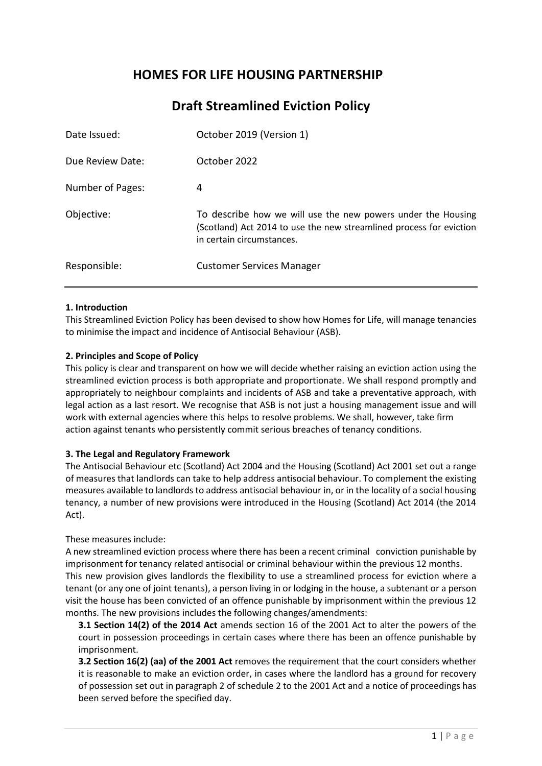# HOMES FOR LIFE HOUSING PARTNERSHIP

## Draft Streamlined Eviction Policy

| | |
|---|---|
| Date Issued: | October 2019 (Version 1) |
| Due Review Date: | October 2022 |
| Number of Pages: | 4 |
| Objective: | To describe how we will use the new powers under the Housing (Scotland) Act 2014 to use the new streamlined process for eviction in certain circumstances. |
| Responsible: | Customer Services Manager |

**1. Introduction**

This Streamlined Eviction Policy has been devised to show how Homes for Life, will manage tenancies to minimise the impact and incidence of Antisocial Behaviour (ASB).

**2. Principles and Scope of Policy**

This policy is clear and transparent on how we will decide whether raising an eviction action using the streamlined eviction process is both appropriate and proportionate. We shall respond promptly and appropriately to neighbour complaints and incidents of ASB and take a preventative approach, with legal action as a last resort. We recognise that ASB is not just a housing management issue and will work with external agencies where this helps to resolve problems. We shall, however, take firm action against tenants who persistently commit serious breaches of tenancy conditions.

**3. The Legal and Regulatory Framework**

The Antisocial Behaviour etc (Scotland) Act 2004 and the Housing (Scotland) Act 2001 set out a range of measures that landlords can take to help address antisocial behaviour. To complement the existing measures available to landlords to address antisocial behaviour in, or in the locality of a social housing tenancy, a number of new provisions were introduced in the Housing (Scotland) Act 2014 (the 2014 Act).

These measures include:

A new streamlined eviction process where there has been a recent criminal conviction punishable by imprisonment for tenancy related antisocial or criminal behaviour within the previous 12 months.

This new provision gives landlords the flexibility to use a streamlined process for eviction where a tenant (or any one of joint tenants), a person living in or lodging in the house, a subtenant or a person visit the house has been convicted of an offence punishable by imprisonment within the previous 12 months. The new provisions includes the following changes/amendments:

**3.1 Section 14(2) of the 2014 Act** amends section 16 of the 2001 Act to alter the powers of the court in possession proceedings in certain cases where there has been an offence punishable by imprisonment.

**3.2 Section 16(2) (aa) of the 2001 Act** removes the requirement that the court considers whether it is reasonable to make an eviction order, in cases where the landlord has a ground for recovery of possession set out in paragraph 2 of schedule 2 to the 2001 Act and a notice of proceedings has been served before the specified day.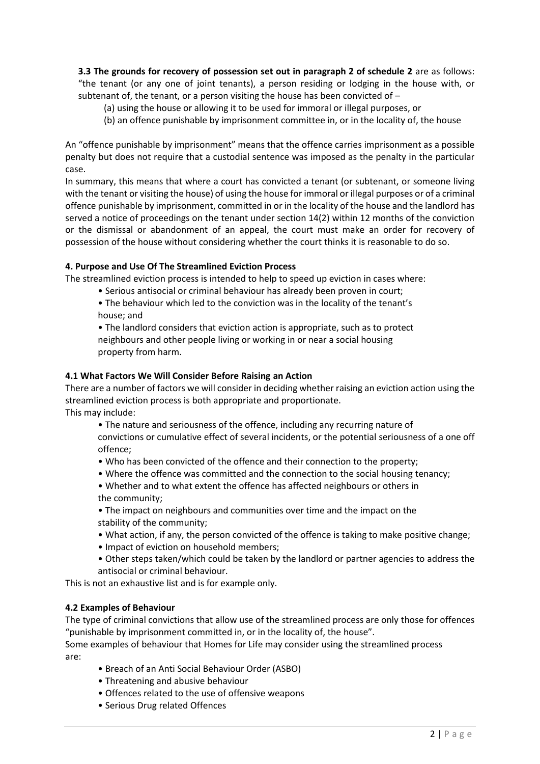**3.3 The grounds for recovery of possession set out in paragraph 2 of schedule 2** are as follows: "the tenant (or any one of joint tenants), a person residing or lodging in the house with, or subtenant of, the tenant, or a person visiting the house has been convicted of –

(a) using the house or allowing it to be used for immoral or illegal purposes, or

(b) an offence punishable by imprisonment committee in, or in the locality of, the house

An "offence punishable by imprisonment" means that the offence carries imprisonment as a possible penalty but does not require that a custodial sentence was imposed as the penalty in the particular case.

In summary, this means that where a court has convicted a tenant (or subtenant, or someone living with the tenant or visiting the house) of using the house for immoral or illegal purposes or of a criminal offence punishable by imprisonment, committed in or in the locality of the house and the landlord has served a notice of proceedings on the tenant under section 14(2) within 12 months of the conviction or the dismissal or abandonment of an appeal, the court must make an order for recovery of possession of the house without considering whether the court thinks it is reasonable to do so.

### 4. Purpose and Use Of The Streamlined Eviction Process

The streamlined eviction process is intended to help to speed up eviction in cases where:

- Serious antisocial or criminal behaviour has already been proven in court;
- The behaviour which led to the conviction was in the locality of the tenant's house; and
- The landlord considers that eviction action is appropriate, such as to protect neighbours and other people living or working in or near a social housing property from harm.

### 4.1 What Factors We Will Consider Before Raising an Action

There are a number of factors we will consider in deciding whether raising an eviction action using the streamlined eviction process is both appropriate and proportionate.

This may include:

- The nature and seriousness of the offence, including any recurring nature of convictions or cumulative effect of several incidents, or the potential seriousness of a one off offence;
- Who has been convicted of the offence and their connection to the property;
- Where the offence was committed and the connection to the social housing tenancy;
- Whether and to what extent the offence has affected neighbours or others in the community;
- The impact on neighbours and communities over time and the impact on the stability of the community;
- What action, if any, the person convicted of the offence is taking to make positive change;
- Impact of eviction on household members;
- Other steps taken/which could be taken by the landlord or partner agencies to address the antisocial or criminal behaviour.

This is not an exhaustive list and is for example only.

### 4.2 Examples of Behaviour

The type of criminal convictions that allow use of the streamlined process are only those for offences "punishable by imprisonment committed in, or in the locality of, the house".

Some examples of behaviour that Homes for Life may consider using the streamlined process are:

- Breach of an Anti Social Behaviour Order (ASBO)
- Threatening and abusive behaviour
- Offences related to the use of offensive weapons
- Serious Drug related Offences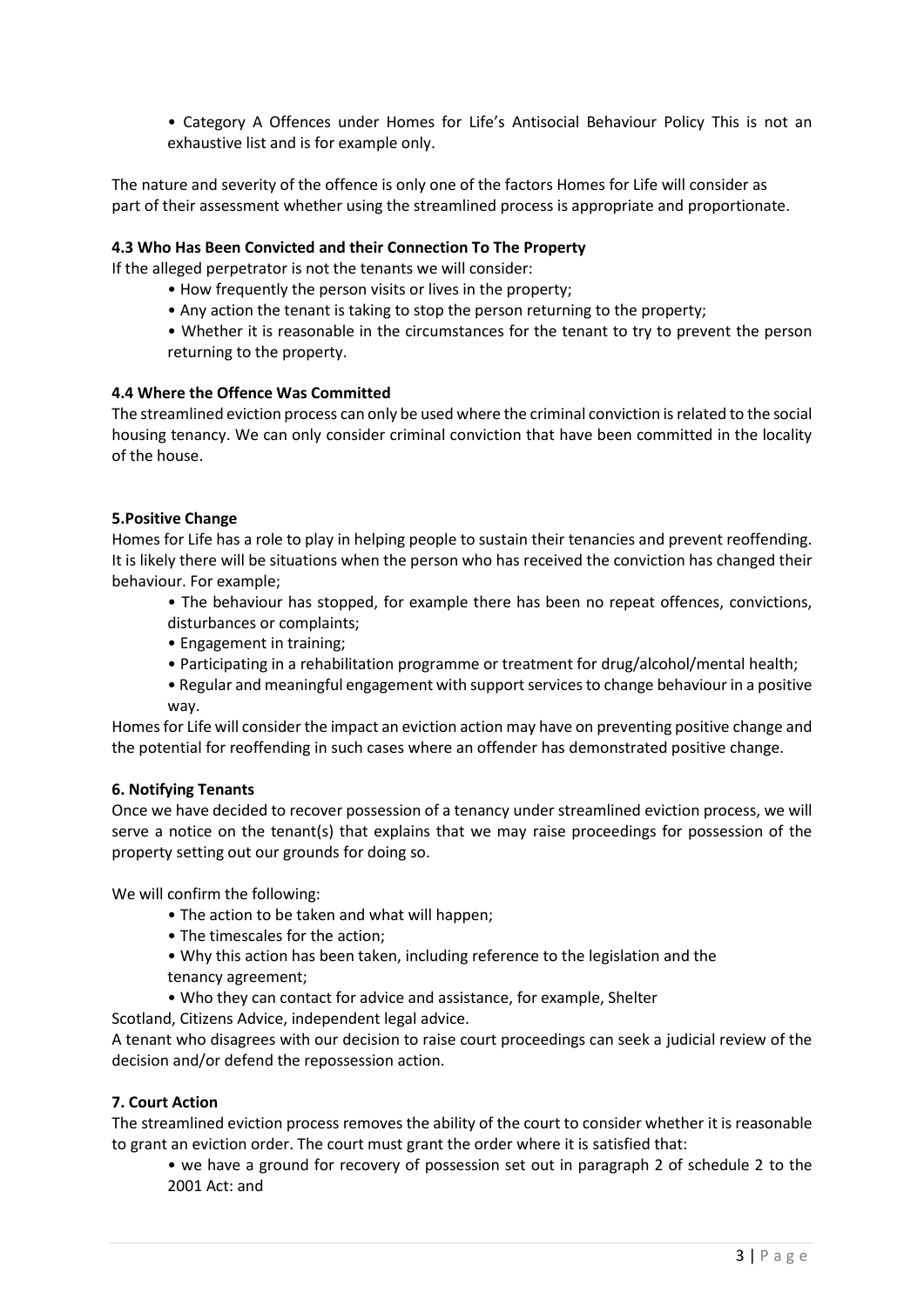- Category A Offences under Homes for Life's Antisocial Behaviour Policy This is not an exhaustive list and is for example only.

The nature and severity of the offence is only one of the factors Homes for Life will consider as part of their assessment whether using the streamlined process is appropriate and proportionate.

**4.3 Who Has Been Convicted and their Connection To The Property**

If the alleged perpetrator is not the tenants we will consider:

- How frequently the person visits or lives in the property;
- Any action the tenant is taking to stop the person returning to the property;
- Whether it is reasonable in the circumstances for the tenant to try to prevent the person returning to the property.

**4.4 Where the Offence Was Committed**

The streamlined eviction process can only be used where the criminal conviction is related to the social housing tenancy. We can only consider criminal conviction that have been committed in the locality of the house.

**5.Positive Change**

Homes for Life has a role to play in helping people to sustain their tenancies and prevent reoffending. It is likely there will be situations when the person who has received the conviction has changed their behaviour. For example;

- The behaviour has stopped, for example there has been no repeat offences, convictions, disturbances or complaints;
- Engagement in training;
- Participating in a rehabilitation programme or treatment for drug/alcohol/mental health;
- Regular and meaningful engagement with support services to change behaviour in a positive way.

Homes for Life will consider the impact an eviction action may have on preventing positive change and the potential for reoffending in such cases where an offender has demonstrated positive change.

**6. Notifying Tenants**

Once we have decided to recover possession of a tenancy under streamlined eviction process, we will serve a notice on the tenant(s) that explains that we may raise proceedings for possession of the property setting out our grounds for doing so.

We will confirm the following:

- The action to be taken and what will happen;
- The timescales for the action;
- Why this action has been taken, including reference to the legislation and the tenancy agreement;
- Who they can contact for advice and assistance, for example, Shelter Scotland, Citizens Advice, independent legal advice.

A tenant who disagrees with our decision to raise court proceedings can seek a judicial review of the decision and/or defend the repossession action.

**7. Court Action**

The streamlined eviction process removes the ability of the court to consider whether it is reasonable to grant an eviction order. The court must grant the order where it is satisfied that:

- we have a ground for recovery of possession set out in paragraph 2 of schedule 2 to the 2001 Act: and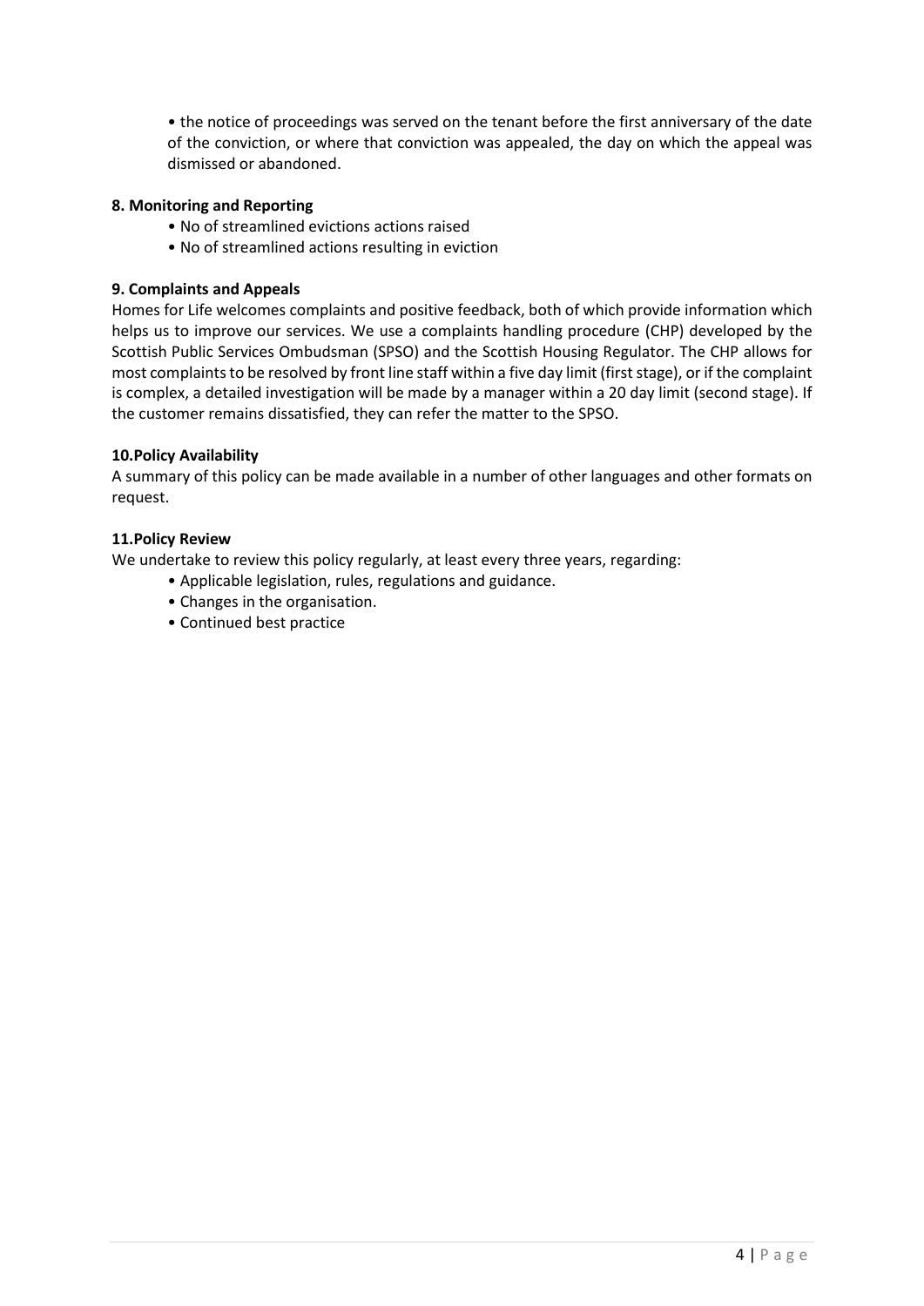- the notice of proceedings was served on the tenant before the first anniversary of the date of the conviction, or where that conviction was appealed, the day on which the appeal was dismissed or abandoned.

**8. Monitoring and Reporting**

- No of streamlined evictions actions raised
- No of streamlined actions resulting in eviction

**9. Complaints and Appeals**

Homes for Life welcomes complaints and positive feedback, both of which provide information which helps us to improve our services. We use a complaints handling procedure (CHP) developed by the Scottish Public Services Ombudsman (SPSO) and the Scottish Housing Regulator. The CHP allows for most complaints to be resolved by front line staff within a five day limit (first stage), or if the complaint is complex, a detailed investigation will be made by a manager within a 20 day limit (second stage). If the customer remains dissatisfied, they can refer the matter to the SPSO.

**10.Policy Availability**

A summary of this policy can be made available in a number of other languages and other formats on request.

**11.Policy Review**

We undertake to review this policy regularly, at least every three years, regarding:

- Applicable legislation, rules, regulations and guidance.
- Changes in the organisation.
- Continued best practice